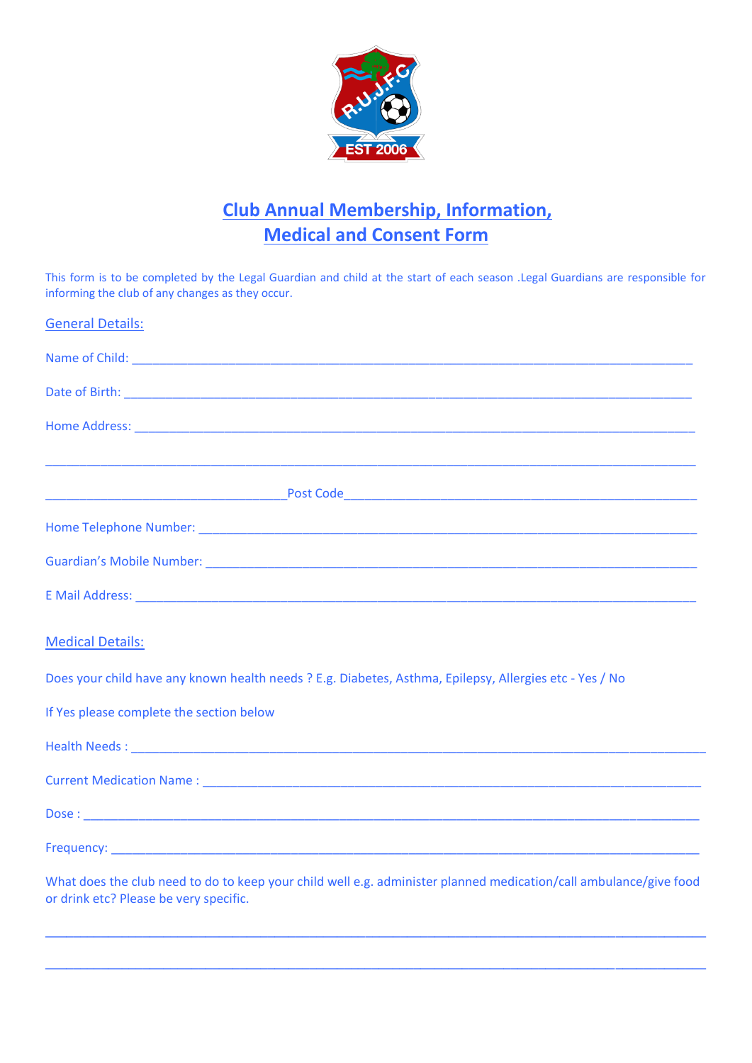# Club Annual Membership, Information, Medical and Consent Form

This form is to be completed by the Legal Guardian and child at the start of each season .Legal Guardians are responsible for informing the club of any changes as they occur.

## General Details:

Name of Child: ______________________________________________

Date of Birth: ______________________________________________

Home Address: ______________________________________________

______________________________________________

______________________ Post Code ______________________

Home Telephone Number: ______________________________________________

Guardian's Mobile Number: ______________________________________________

E Mail Address: ______________________________________________

## Medical Details:

Does your child have any known health needs ? E.g. Diabetes, Asthma, Epilepsy, Allergies etc - Yes / No

If Yes please complete the section below

Health Needs : ______________________________________________

Current Medication Name : ______________________________________________

Dose : ______________________________________________

Frequency: ______________________________________________

What does the club need to do to keep your child well e.g. administer planned medication/call ambulance/give food or drink etc? Please be very specific.

______________________________________________

______________________________________________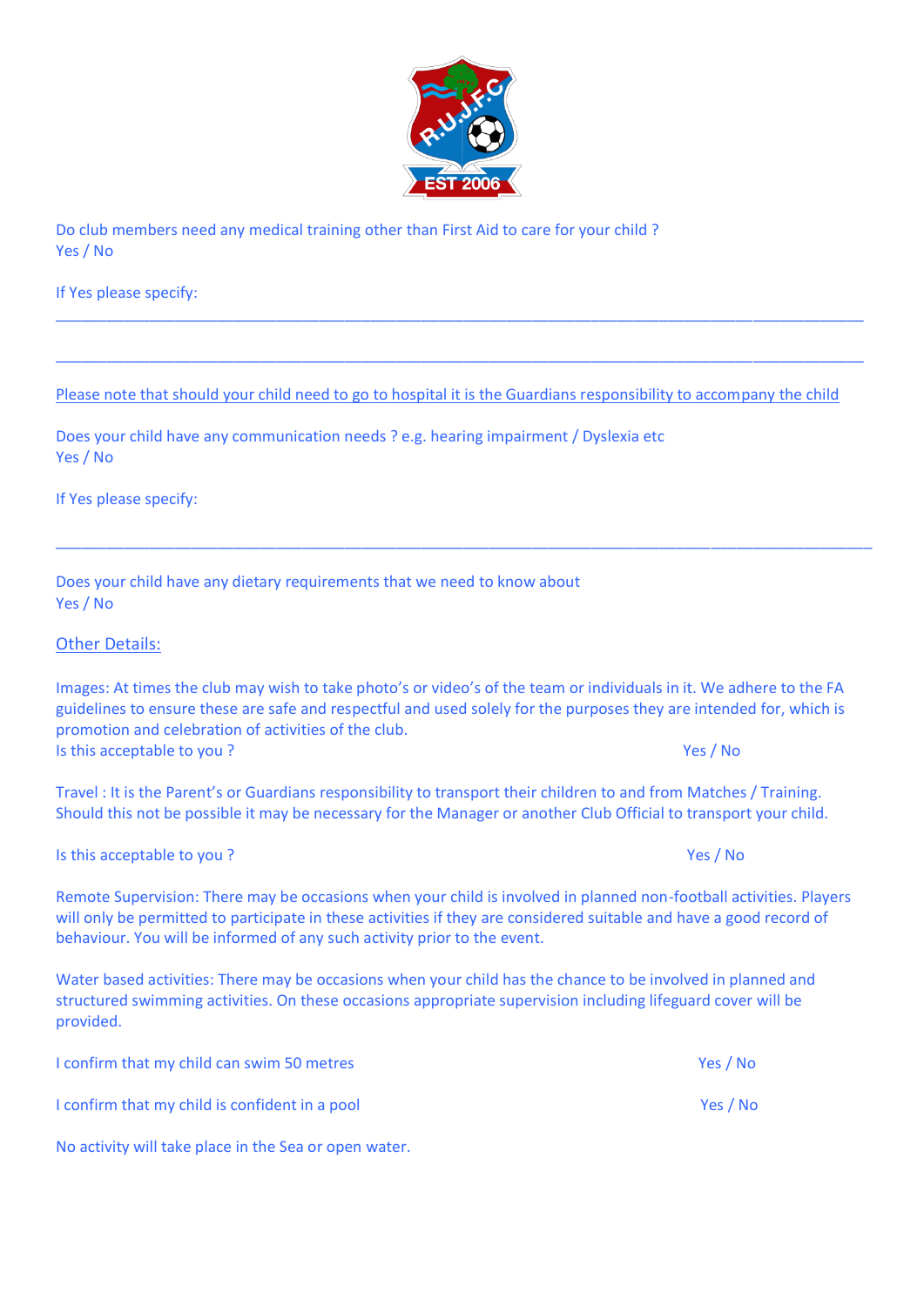Do club members need any medical training other than First Aid to care for your child ?
Yes / No

If Yes please specify:

\_\_\_\_\_\_\_\_\_\_\_\_\_\_\_\_\_\_\_\_\_\_\_\_\_\_\_\_\_\_\_\_\_\_\_\_\_\_\_\_\_\_\_\_\_\_\_\_\_\_\_\_\_\_\_\_\_\_\_\_\_\_\_\_\_\_\_\_\_\_\_\_\_\_\_\_\_\_

\_\_\_\_\_\_\_\_\_\_\_\_\_\_\_\_\_\_\_\_\_\_\_\_\_\_\_\_\_\_\_\_\_\_\_\_\_\_\_\_\_\_\_\_\_\_\_\_\_\_\_\_\_\_\_\_\_\_\_\_\_\_\_\_\_\_\_\_\_\_\_\_\_\_\_\_\_\_

<u>Please note that should your child need to go to hospital it is the Guardians responsibility to accompany the child</u>

Does your child have any communication needs ? e.g. hearing impairment / Dyslexia etc
Yes / No

If Yes please specify:

\_\_\_\_\_\_\_\_\_\_\_\_\_\_\_\_\_\_\_\_\_\_\_\_\_\_\_\_\_\_\_\_\_\_\_\_\_\_\_\_\_\_\_\_\_\_\_\_\_\_\_\_\_\_\_\_\_\_\_\_\_\_\_\_\_\_\_\_\_\_\_\_\_\_\_\_\_\_

Does your child have any dietary requirements that we need to know about
Yes / No

<u>Other Details:</u>

Images: At times the club may wish to take photo's or video's of the team or individuals in it. We adhere to the FA guidelines to ensure these are safe and respectful and used solely for the purposes they are intended for, which is promotion and celebration of activities of the club.
Is this acceptable to you ? Yes / No

Travel : It is the Parent's or Guardians responsibility to transport their children to and from Matches / Training. Should this not be possible it may be necessary for the Manager or another Club Official to transport your child.

Is this acceptable to you ? Yes / No

Remote Supervision: There may be occasions when your child is involved in planned non-football activities. Players will only be permitted to participate in these activities if they are considered suitable and have a good record of behaviour. You will be informed of any such activity prior to the event.

Water based activities: There may be occasions when your child has the chance to be involved in planned and structured swimming activities. On these occasions appropriate supervision including lifeguard cover will be provided.

I confirm that my child can swim 50 metres Yes / No

I confirm that my child is confident in a pool Yes / No

No activity will take place in the Sea or open water.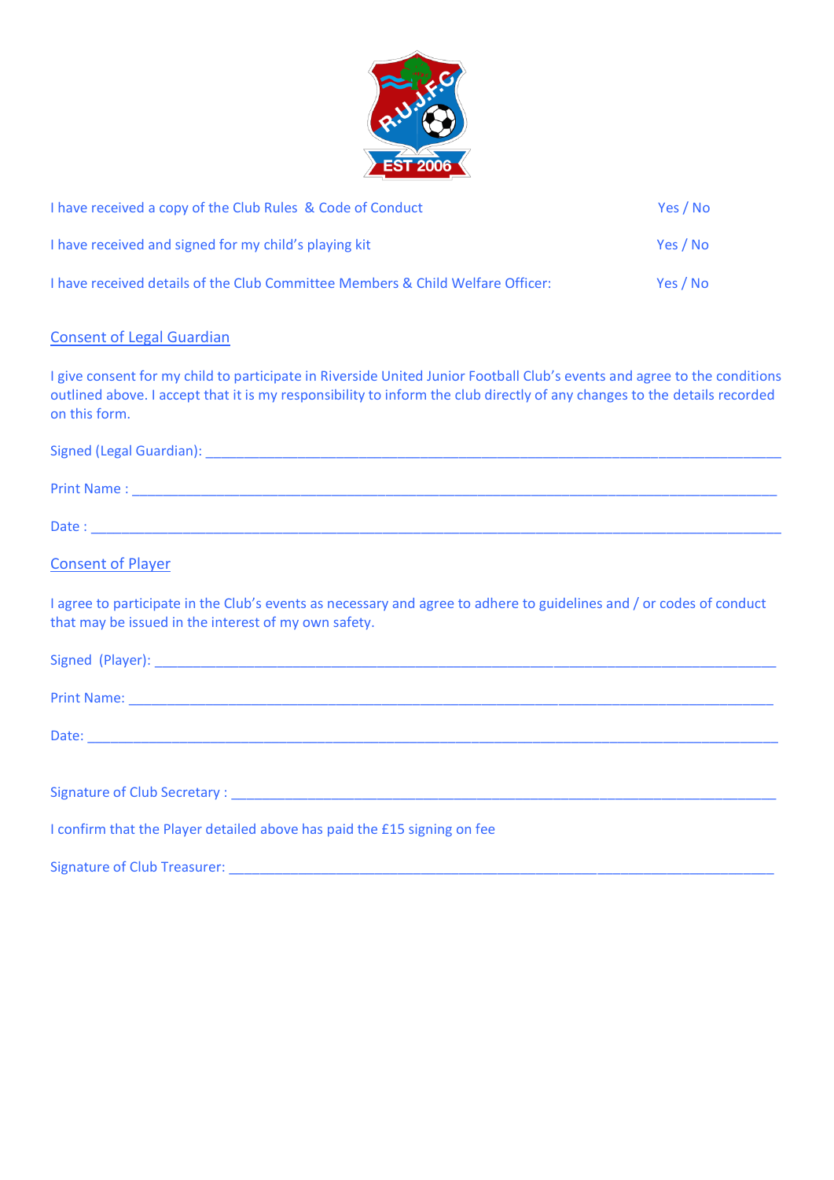I have received a copy of the Club Rules & Code of Conduct Yes / No

I have received and signed for my child's playing kit Yes / No

I have received details of the Club Committee Members & Child Welfare Officer: Yes / No

## Consent of Legal Guardian

I give consent for my child to participate in Riverside United Junior Football Club's events and agree to the conditions outlined above. I accept that it is my responsibility to inform the club directly of any changes to the details recorded on this form.

Signed (Legal Guardian): ______________________________________________________________

Print Name : ______________________________________________________________

Date : ______________________________________________________________

## Consent of Player

I agree to participate in the Club's events as necessary and agree to adhere to guidelines and / or codes of conduct that may be issued in the interest of my own safety.

Signed (Player): ______________________________________________________________

Print Name: ______________________________________________________________

Date: ______________________________________________________________

Signature of Club Secretary : ______________________________________________________________

I confirm that the Player detailed above has paid the £15 signing on fee

Signature of Club Treasurer: ______________________________________________________________